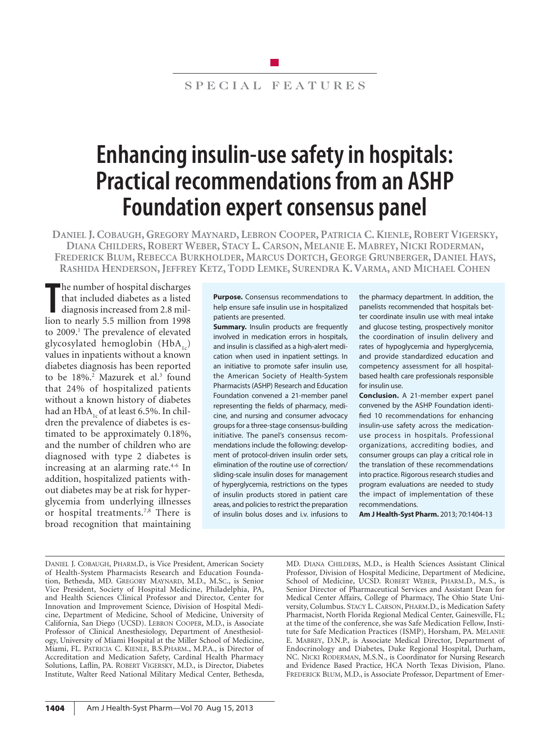SPECIAL FEATURES

# Enhancing insulin-use safety in hospitals: Practical recommendations from an ASHP Foundation expert consensus panel

DANIEL J. COBAUGH, GREGORY MAYNARD, LEBRON COOPER, PATRICIA C. KIENLE, ROBERT VIGERSKY, DIANA CHILDERS, ROBERT WEBER, STACY L. CARSON, MELANIE E. MABREY, NICKI RODERMAN, FREDERICK BLUM, REBECCA BURKHOLDER, MARCUS DORTCH, GEORGE GRUNBERGER, DANIEL HAYS, RASHIDA HENDERSON, JEFFREY KETZ, TODD LEMKE, SURENDRA K. VARMA, AND MICHAEL COHEN

**Purpose.** Consensus recommendations to help ensure safe insulin use in hospitalized patients are presented.

**Summary.** Insulin products are frequently involved in medication errors in hospitals, and insulin is classified as a high-alert medication when used in inpatient settings. In an initiative to promote safer insulin use, the American Society of Health-System Pharmacists (ASHP) Research and Education Foundation convened a 21-member panel representing the fields of pharmacy, medicine, and nursing and consumer advocacy groups for a three-stage consensus-building initiative. The panel's consensus recommendations include the following: development of protocol-driven insulin order sets, elimination of the routine use of correction/sliding-scale insulin doses for management of hyperglycemia, restrictions on the types of insulin products stored in patient care areas, and policies to restrict the preparation of insulin bolus doses and i.v. infusions to the pharmacy department. In addition, the panelists recommended that hospitals better coordinate insulin use with meal intake and glucose testing, prospectively monitor the coordination of insulin delivery and rates of hypoglycemia and hyperglycemia, and provide standardized education and competency assessment for all hospital-based health care professionals responsible for insulin use.

**Conclusion.** A 21-member expert panel convened by the ASHP Foundation identified 10 recommendations for enhancing insulin-use safety across the medication-use process in hospitals. Professional organizations, accrediting bodies, and consumer groups can play a critical role in the translation of these recommendations into practice. Rigorous research studies and program evaluations are needed to study the impact of implementation of these recommendations.

**Am J Health-Syst Pharm.** 2013; 70:1404-13

The number of hospital discharges that included diabetes as a listed diagnosis increased from 2.8 million to nearly 5.5 million from 1998 to 2009.[1] The prevalence of elevated glycosylated hemoglobin ($HbA_{1c}$) values in inpatients without a known diabetes diagnosis has been reported to be 18%.[2] Mazurek et al.[3] found that 24% of hospitalized patients without a known history of diabetes had an $HbA_{1c}$ of at least 6.5%. In children the prevalence of diabetes is estimated to be approximately 0.18%, and the number of children who are diagnosed with type 2 diabetes is increasing at an alarming rate.[4-6] In addition, hospitalized patients without diabetes may be at risk for hyperglycemia from underlying illnesses or hospital treatments.[7,8] There is broad recognition that maintaining

---

DANIEL J. COBAUGH, PHARM.D., is Vice President, American Society of Health-System Pharmacists Research and Education Foundation, Bethesda, MD. GREGORY MAYNARD, M.D., M.SC., is Senior Vice President, Society of Hospital Medicine, Philadelphia, PA, and Health Sciences Clinical Professor and Director, Center for Innovation and Improvement Science, Division of Hospital Medicine, Department of Medicine, School of Medicine, University of California, San Diego (UCSD). LEBRON COOPER, M.D., is Associate Professor of Clinical Anesthesiology, Department of Anesthesiology, University of Miami Hospital at the Miller School of Medicine, Miami, FL. PATRICIA C. KIENLE, B.S.PHARM., M.P.A., is Director of Accreditation and Medication Safety, Cardinal Health Pharmacy Solutions, Laflin, PA. ROBERT VIGERSKY, M.D., is Director, Diabetes Institute, Walter Reed National Military Medical Center, Bethesda, MD. DIANA CHILDERS, M.D., is Health Sciences Assistant Clinical Professor, Division of Hospital Medicine, Department of Medicine, School of Medicine, UCSD. ROBERT WEBER, PHARM.D., M.S., is Senior Director of Pharmaceutical Services and Assistant Dean for Medical Center Affairs, College of Pharmacy, The Ohio State University, Columbus. STACY L. CARSON, PHARM.D., is Medication Safety Pharmacist, North Florida Regional Medical Center, Gainesville, FL; at the time of the conference, she was Safe Medication Fellow, Institute for Safe Medication Practices (ISMP), Horsham, PA. MELANIE E. MABREY, D.N.P., is Associate Medical Director, Department of Endocrinology and Diabetes, Duke Regional Hospital, Durham, NC. NICKI RODERMAN, M.S.N., is Coordinator for Nursing Research and Evidence Based Practice, HCA North Texas Division, Plano. FREDERICK BLUM, M.D., is Associate Professor, Department of Emer-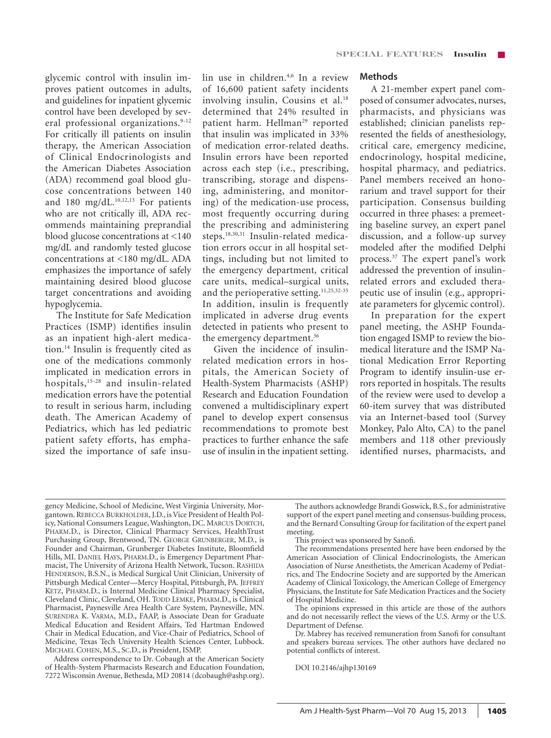glycemic control with insulin improves patient outcomes in adults, and guidelines for inpatient glycemic control have been developed by several professional organizations.[9-12] For critically ill patients on insulin therapy, the American Association of Clinical Endocrinologists and the American Diabetes Association (ADA) recommend goal blood glucose concentrations between 140 and 180 mg/dL.[10,12,13] For patients who are not critically ill, ADA recommends maintaining preprandial blood glucose concentrations at <140 mg/dL and randomly tested glucose concentrations at <180 mg/dL. ADA emphasizes the importance of safely maintaining desired blood glucose target concentrations and avoiding hypoglycemia.

The Institute for Safe Medication Practices (ISMP) identifies insulin as an inpatient high-alert medication.[14] Insulin is frequently cited as one of the medications commonly implicated in medication errors in hospitals,[15-28] and insulin-related medication errors have the potential to result in serious harm, including death. The American Academy of Pediatrics, which has led pediatric patient safety efforts, has emphasized the importance of safe insulin use in children.[4,6] In a review of 16,600 patient safety incidents involving insulin, Cousins et al.[18] determined that 24% resulted in patient harm. Hellman[29] reported that insulin was implicated in 33% of medication error-related deaths. Insulin errors have been reported across each step (i.e., prescribing, transcribing, storage and dispensing, administering, and monitoring) of the medication-use process, most frequently occurring during the prescribing and administering steps.[18,30,31] Insulin-related medication errors occur in all hospital settings, including but not limited to the emergency department, critical care units, medical–surgical units, and the perioperative setting.[11,25,32-35] In addition, insulin is frequently implicated in adverse drug events detected in patients who present to the emergency department.[36]

Given the incidence of insulin-related medication errors in hospitals, the American Society of Health-System Pharmacists (ASHP) Research and Education Foundation convened a multidisciplinary expert panel to develop expert consensus recommendations to promote best practices to further enhance the safe use of insulin in the inpatient setting.

## Methods

A 21-member expert panel composed of consumer advocates, nurses, pharmacists, and physicians was established; clinician panelists represented the fields of anesthesiology, critical care, emergency medicine, endocrinology, hospital medicine, hospital pharmacy, and pediatrics. Panel members received an honorarium and travel support for their participation. Consensus building occurred in three phases: a premeeting baseline survey, an expert panel discussion, and a follow-up survey modeled after the modified Delphi process.[37] The expert panel's work addressed the prevention of insulin-related errors and excluded therapeutic use of insulin (e.g., appropriate parameters for glycemic control).

In preparation for the expert panel meeting, the ASHP Foundation engaged ISMP to review the biomedical literature and the ISMP National Medication Error Reporting Program to identify insulin-use errors reported in hospitals. The results of the review were used to develop a 60-item survey that was distributed via an Internet-based tool (Survey Monkey, Palo Alto, CA) to the panel members and 118 other previously identified nurses, pharmacists, and

---

gency Medicine, School of Medicine, West Virginia University, Morgantown. Rebecca Burkholder, J.D., is Vice President of Health Policy, National Consumers League, Washington, DC. Marcus Dortch, Pharm.D., is Director, Clinical Pharmacy Services, HealthTrust Purchasing Group, Brentwood, TN. George Grunberger, M.D., is Founder and Chairman, Grunberger Diabetes Institute, Bloomfield Hills, MI. Daniel Hays, Pharm.D., is Emergency Department Pharmacist, The University of Arizona Health Network, Tucson. Rashida Henderson, B.S.N., is Medical Surgical Unit Clinician, University of Pittsburgh Medical Center—Mercy Hospital, Pittsburgh, PA. Jeffrey Ketz, Pharm.D., is Internal Medicine Clinical Pharmacy Specialist, Cleveland Clinic, Cleveland, OH. Todd Lemke, Pharm.D., is Clinical Pharmacist, Paynesville Area Health Care System, Paynesville, MN. Surendra K. Varma, M.D., FAAP, is Associate Dean for Graduate Medical Education and Resident Affairs, Ted Hartman Endowed Chair in Medical Education, and Vice-Chair of Pediatrics, School of Medicine, Texas Tech University Health Sciences Center, Lubbock. Michael Cohen, M.S., Sc.D., is President, ISMP.

Address correspondence to Dr. Cobaugh at the American Society of Health-System Pharmacists Research and Education Foundation, 7272 Wisconsin Avenue, Bethesda, MD 20814 (dcobaugh@ashp.org).

The authors acknowledge Brandi Goswick, B.S., for administrative support of the expert panel meeting and consensus-building process, and the Bernard Consulting Group for facilitation of the expert panel meeting.

This project was sponsored by Sanofi.

The recommendations presented here have been endorsed by the American Association of Clinical Endocrinologists, the American Association of Nurse Anesthetists, the American Academy of Pediatrics, and The Endocrine Society and are supported by the American Academy of Clinical Toxicology, the American College of Emergency Physicians, the Institute for Safe Medication Practices and the Society of Hospital Medicine.

The opinions expressed in this article are those of the authors and do not necessarily reflect the views of the U.S. Army or the U.S. Department of Defense.

Dr. Mabrey has received remuneration from Sanofi for consultant and speakers bureau services. The other authors have declared no potential conflicts of interest.

DOI 10.2146/ajhp130169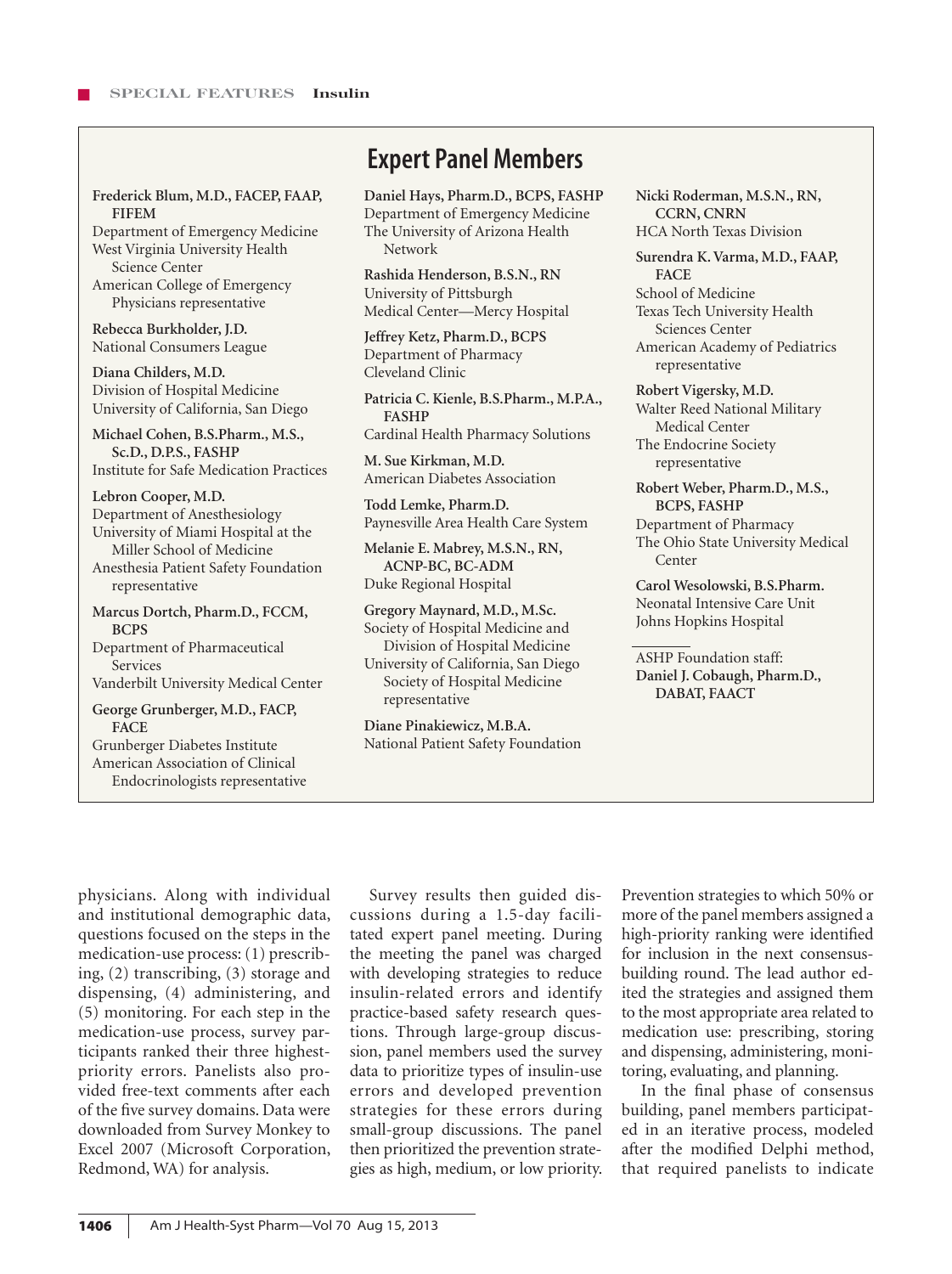## Expert Panel Members

**Frederick Blum, M.D., FACEP, FAAP, FIFEM**
Department of Emergency Medicine
West Virginia University Health Science Center
American College of Emergency Physicians representative

**Rebecca Burkholder, J.D.**
National Consumers League

**Diana Childers, M.D.**
Division of Hospital Medicine
University of California, San Diego

**Michael Cohen, B.S.Pharm., M.S., Sc.D., D.P.S., FASHP**
Institute for Safe Medication Practices

**Lebron Cooper, M.D.**
Department of Anesthesiology
University of Miami Hospital at the Miller School of Medicine
Anesthesia Patient Safety Foundation representative

**Marcus Dortch, Pharm.D., FCCM, BCPS**
Department of Pharmaceutical Services
Vanderbilt University Medical Center

**George Grunberger, M.D., FACP, FACE**
Grunberger Diabetes Institute
American Association of Clinical Endocrinologists representative

**Daniel Hays, Pharm.D., BCPS, FASHP**
Department of Emergency Medicine
The University of Arizona Health Network

**Rashida Henderson, B.S.N., RN**
University of Pittsburgh
Medical Center—Mercy Hospital

**Jeffrey Ketz, Pharm.D., BCPS**
Department of Pharmacy
Cleveland Clinic

**Patricia C. Kienle, B.S.Pharm., M.P.A., FASHP**
Cardinal Health Pharmacy Solutions

**M. Sue Kirkman, M.D.**
American Diabetes Association

**Todd Lemke, Pharm.D.**
Paynesville Area Health Care System

**Melanie E. Mabrey, M.S.N., RN, ACNP-BC, BC-ADM**
Duke Regional Hospital

**Gregory Maynard, M.D., M.Sc.**
Society of Hospital Medicine and Division of Hospital Medicine
University of California, San Diego
Society of Hospital Medicine representative

**Diane Pinakiewicz, M.B.A.**
National Patient Safety Foundation

**Nicki Roderman, M.S.N., RN, CCRN, CNRN**
HCA North Texas Division

**Surendra K. Varma, M.D., FAAP, FACE**
School of Medicine
Texas Tech University Health Sciences Center
American Academy of Pediatrics representative

**Robert Vigersky, M.D.**
Walter Reed National Military Medical Center
The Endocrine Society representative

**Robert Weber, Pharm.D., M.S., BCPS, FASHP**
Department of Pharmacy
The Ohio State University Medical Center

**Carol Wesolowski, B.S.Pharm.**
Neonatal Intensive Care Unit
Johns Hopkins Hospital

ASHP Foundation staff:
**Daniel J. Cobaugh, Pharm.D., DABAT, FAACT**

physicians. Along with individual and institutional demographic data, questions focused on the steps in the medication-use process: (1) prescribing, (2) transcribing, (3) storage and dispensing, (4) administering, and (5) monitoring. For each step in the medication-use process, survey participants ranked their three highest-priority errors. Panelists also provided free-text comments after each of the five survey domains. Data were downloaded from Survey Monkey to Excel 2007 (Microsoft Corporation, Redmond, WA) for analysis.

Survey results then guided discussions during a 1.5-day facilitated expert panel meeting. During the meeting the panel was charged with developing strategies to reduce insulin-related errors and identify practice-based safety research questions. Through large-group discussion, panel members used the survey data to prioritize types of insulin-use errors and developed prevention strategies for these errors during small-group discussions. The panel then prioritized the prevention strategies as high, medium, or low priority. Prevention strategies to which 50% or more of the panel members assigned a high-priority ranking were identified for inclusion in the next consensus-building round. The lead author edited the strategies and assigned them to the most appropriate area related to medication use: prescribing, storing and dispensing, administering, monitoring, evaluating, and planning.

In the final phase of consensus building, panel members participated in an iterative process, modeled after the modified Delphi method, that required panelists to indicate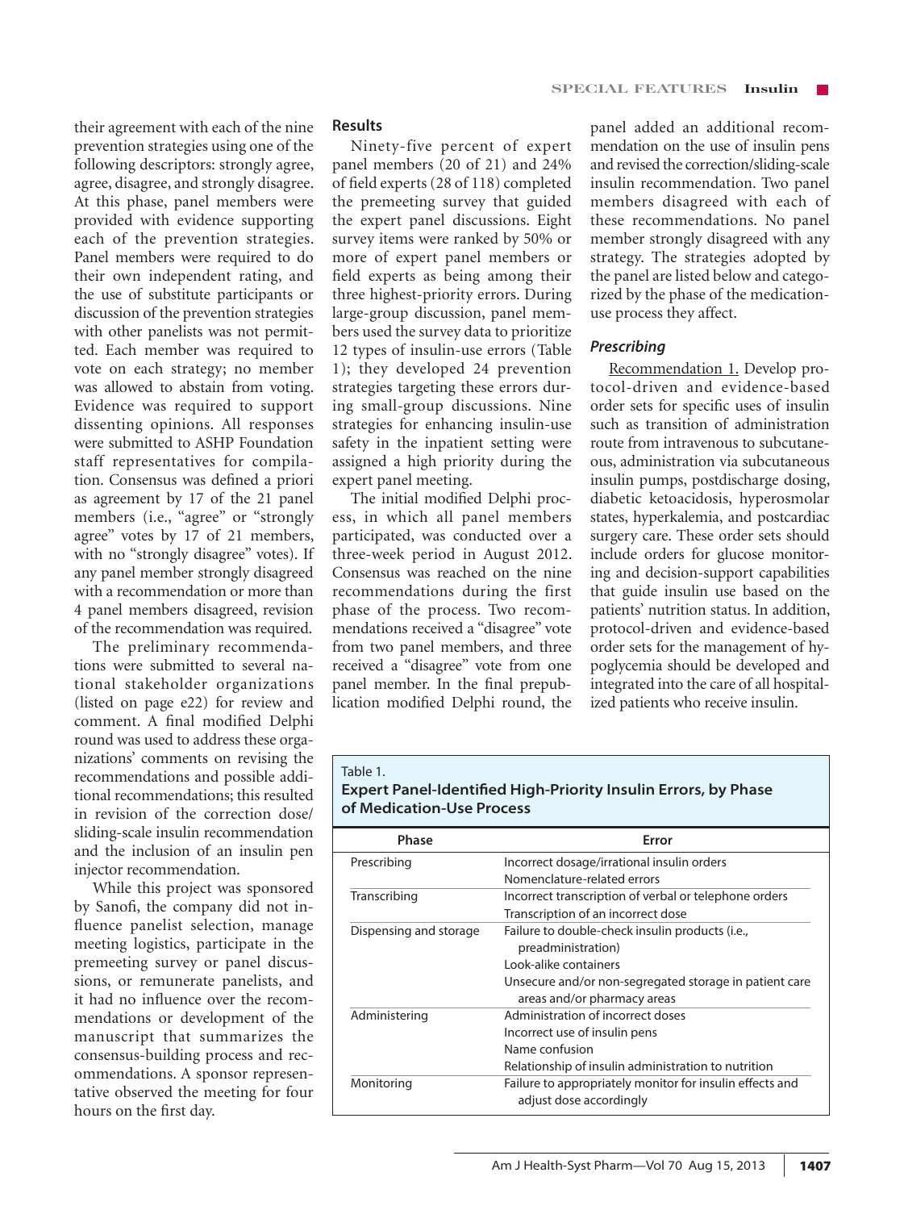their agreement with each of the nine prevention strategies using one of the following descriptors: strongly agree, agree, disagree, and strongly disagree. At this phase, panel members were provided with evidence supporting each of the prevention strategies. Panel members were required to do their own independent rating, and the use of substitute participants or discussion of the prevention strategies with other panelists was not permitted. Each member was required to vote on each strategy; no member was allowed to abstain from voting. Evidence was required to support dissenting opinions. All responses were submitted to ASHP Foundation staff representatives for compilation. Consensus was defined a priori as agreement by 17 of the 21 panel members (i.e., "agree" or "strongly agree" votes by 17 of 21 members, with no "strongly disagree" votes). If any panel member strongly disagreed with a recommendation or more than 4 panel members disagreed, revision of the recommendation was required.

The preliminary recommendations were submitted to several national stakeholder organizations (listed on page e22) for review and comment. A final modified Delphi round was used to address these organizations' comments on revising the recommendations and possible additional recommendations; this resulted in revision of the correction dose/sliding-scale insulin recommendation and the inclusion of an insulin pen injector recommendation.

While this project was sponsored by Sanofi, the company did not influence panelist selection, manage meeting logistics, participate in the premeeting survey or panel discussions, or remunerate panelists, and it had no influence over the recommendations or development of the manuscript that summarizes the consensus-building process and recommendations. A sponsor representative observed the meeting for four hours on the first day.

## Results

Ninety-five percent of expert panel members (20 of 21) and 24% of field experts (28 of 118) completed the premeeting survey that guided the expert panel discussions. Eight survey items were ranked by 50% or more of expert panel members or field experts as being among their three highest-priority errors. During large-group discussion, panel members used the survey data to prioritize 12 types of insulin-use errors (Table 1); they developed 24 prevention strategies targeting these errors during small-group discussions. Nine strategies for enhancing insulin-use safety in the inpatient setting were assigned a high priority during the expert panel meeting.

The initial modified Delphi process, in which all panel members participated, was conducted over a three-week period in August 2012. Consensus was reached on the nine recommendations during the first phase of the process. Two recommendations received a "disagree" vote from two panel members, and three received a "disagree" vote from one panel member. In the final prepublication modified Delphi round, the panel added an additional recommendation on the use of insulin pens and revised the correction/sliding-scale insulin recommendation. Two panel members disagreed with each of these recommendations. No panel member strongly disagreed with any strategy. The strategies adopted by the panel are listed below and categorized by the phase of the medication-use process they affect.

### *Prescribing*

Recommendation 1. Develop protocol-driven and evidence-based order sets for specific uses of insulin such as transition of administration route from intravenous to subcutaneous, administration via subcutaneous insulin pumps, postdischarge dosing, diabetic ketoacidosis, hyperosmolar states, hyperkalemia, and postcardiac surgery care. These order sets should include orders for glucose monitoring and decision-support capabilities that guide insulin use based on the patients' nutrition status. In addition, protocol-driven and evidence-based order sets for the management of hypoglycemia should be developed and integrated into the care of all hospitalized patients who receive insulin.

Table 1.
**Expert Panel-Identified High-Priority Insulin Errors, by Phase of Medication-Use Process**

| Phase | Error |
|---|---|
| Prescribing | Incorrect dosage/irrational insulin orders |
| | Nomenclature-related errors |
| Transcribing | Incorrect transcription of verbal or telephone orders |
| | Transcription of an incorrect dose |
| Dispensing and storage | Failure to double-check insulin products (i.e., preadministration) |
| | Look-alike containers |
| | Unsecure and/or non-segregated storage in patient care areas and/or pharmacy areas |
| Administering | Administration of incorrect doses |
| | Incorrect use of insulin pens |
| | Name confusion |
| | Relationship of insulin administration to nutrition |
| Monitoring | Failure to appropriately monitor for insulin effects and adjust dose accordingly |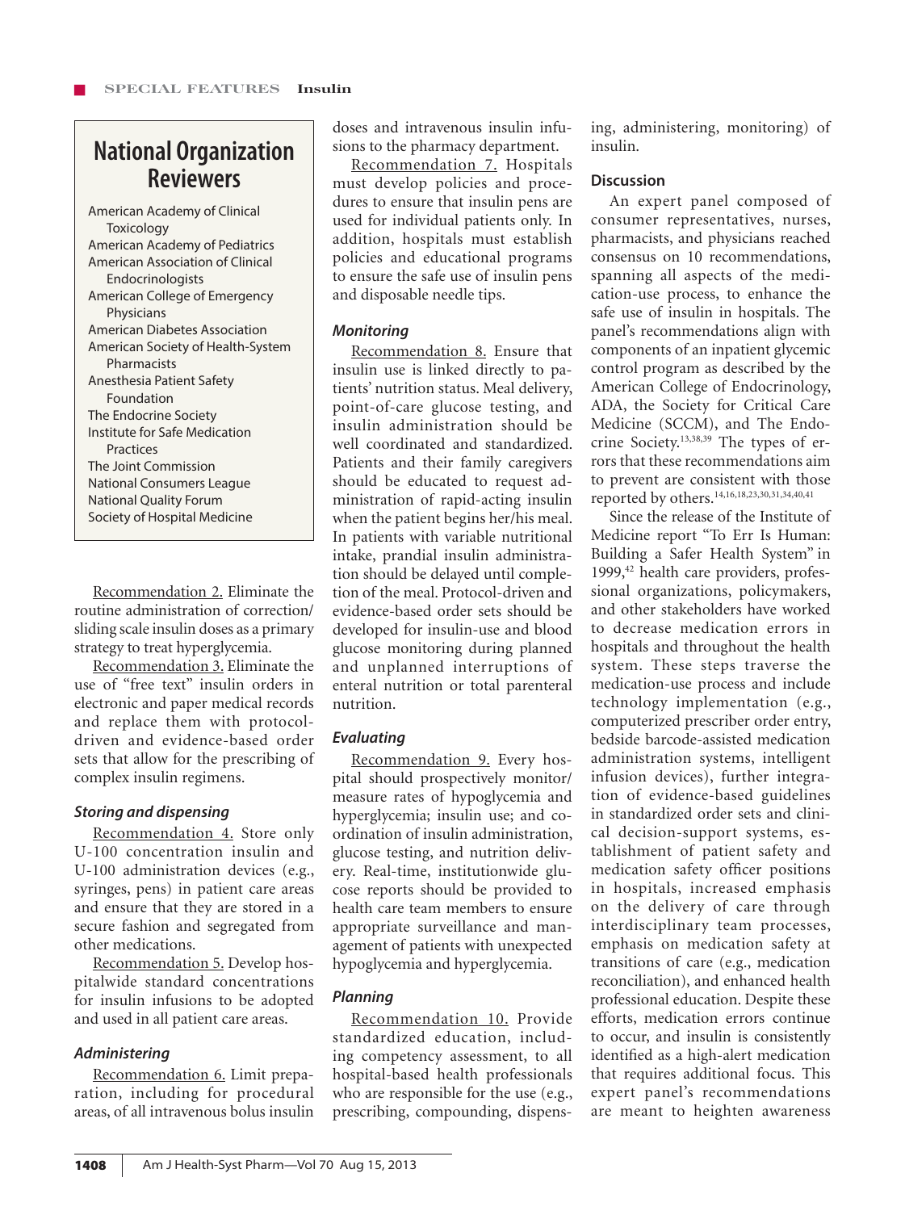## National Organization Reviewers

American Academy of Clinical Toxicology
American Academy of Pediatrics
American Association of Clinical Endocrinologists
American College of Emergency Physicians
American Diabetes Association
American Society of Health-System Pharmacists
Anesthesia Patient Safety Foundation
The Endocrine Society
Institute for Safe Medication Practices
The Joint Commission
National Consumers League
National Quality Forum
Society of Hospital Medicine

Recommendation 2. Eliminate the routine administration of correction/sliding scale insulin doses as a primary strategy to treat hyperglycemia.

Recommendation 3. Eliminate the use of "free text" insulin orders in electronic and paper medical records and replace them with protocol-driven and evidence-based order sets that allow for the prescribing of complex insulin regimens.

### *Storing and dispensing*

Recommendation 4. Store only U-100 concentration insulin and U-100 administration devices (e.g., syringes, pens) in patient care areas and ensure that they are stored in a secure fashion and segregated from other medications.

Recommendation 5. Develop hospitalwide standard concentrations for insulin infusions to be adopted and used in all patient care areas.

### *Administering*

Recommendation 6. Limit preparation, including for procedural areas, of all intravenous bolus insulin doses and intravenous insulin infusions to the pharmacy department.

Recommendation 7. Hospitals must develop policies and procedures to ensure that insulin pens are used for individual patients only. In addition, hospitals must establish policies and educational programs to ensure the safe use of insulin pens and disposable needle tips.

### *Monitoring*

Recommendation 8. Ensure that insulin use is linked directly to patients' nutrition status. Meal delivery, point-of-care glucose testing, and insulin administration should be well coordinated and standardized. Patients and their family caregivers should be educated to request administration of rapid-acting insulin when the patient begins her/his meal. In patients with variable nutritional intake, prandial insulin administration should be delayed until completion of the meal. Protocol-driven and evidence-based order sets should be developed for insulin-use and blood glucose monitoring during planned and unplanned interruptions of enteral nutrition or total parenteral nutrition.

### *Evaluating*

Recommendation 9. Every hospital should prospectively monitor/measure rates of hypoglycemia and hyperglycemia; insulin use; and coordination of insulin administration, glucose testing, and nutrition delivery. Real-time, institutionwide glucose reports should be provided to health care team members to ensure appropriate surveillance and management of patients with unexpected hypoglycemia and hyperglycemia.

### *Planning*

Recommendation 10. Provide standardized education, including competency assessment, to all hospital-based health professionals who are responsible for the use (e.g., prescribing, compounding, dispensing, administering, monitoring) of insulin.

### Discussion

An expert panel composed of consumer representatives, nurses, pharmacists, and physicians reached consensus on 10 recommendations, spanning all aspects of the medication-use process, to enhance the safe use of insulin in hospitals. The panel's recommendations align with components of an inpatient glycemic control program as described by the American College of Endocrinology, ADA, the Society for Critical Care Medicine (SCCM), and The Endocrine Society.[13,38,39] The types of errors that these recommendations aim to prevent are consistent with those reported by others.[14,16,18,23,30,31,34,40,41]

Since the release of the Institute of Medicine report "To Err Is Human: Building a Safer Health System" in 1999,[42] health care providers, professional organizations, policymakers, and other stakeholders have worked to decrease medication errors in hospitals and throughout the health system. These steps traverse the medication-use process and include technology implementation (e.g., computerized prescriber order entry, bedside barcode-assisted medication administration systems, intelligent infusion devices), further integration of evidence-based guidelines in standardized order sets and clinical decision-support systems, establishment of patient safety and medication safety officer positions in hospitals, increased emphasis on the delivery of care through interdisciplinary team processes, emphasis on medication safety at transitions of care (e.g., medication reconciliation), and enhanced health professional education. Despite these efforts, medication errors continue to occur, and insulin is consistently identified as a high-alert medication that requires additional focus. This expert panel's recommendations are meant to heighten awareness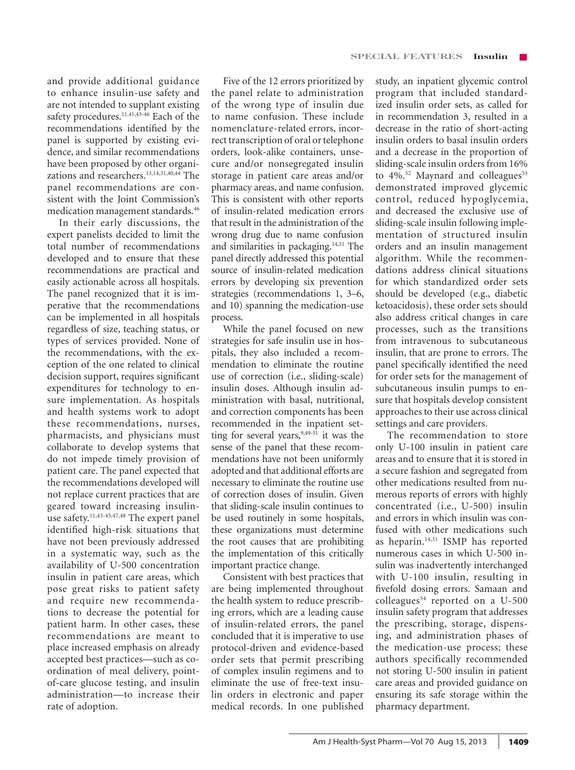and provide additional guidance to enhance insulin-use safety and are not intended to supplant existing safety procedures.[11,41,43-46] Each of the recommendations identified by the panel is supported by existing evidence, and similar recommendations have been proposed by other organizations and researchers.[13,14,31,40,44] The panel recommendations are consistent with the Joint Commission's medication management standards.[46]

In their early discussions, the expert panelists decided to limit the total number of recommendations developed and to ensure that these recommendations are practical and easily actionable across all hospitals. The panel recognized that it is imperative that the recommendations can be implemented in all hospitals regardless of size, teaching status, or types of services provided. None of the recommendations, with the exception of the one related to clinical decision support, requires significant expenditures for technology to ensure implementation. As hospitals and health systems work to adopt these recommendations, nurses, pharmacists, and physicians must collaborate to develop systems that do not impede timely provision of patient care. The panel expected that the recommendations developed will not replace current practices that are geared toward increasing insulin-use safety.[11,43-45,47,48] The expert panel identified high-risk situations that have not been previously addressed in a systematic way, such as the availability of U-500 concentration insulin in patient care areas, which pose great risks to patient safety and require new recommendations to decrease the potential for patient harm. In other cases, these recommendations are meant to place increased emphasis on already accepted best practices—such as coordination of meal delivery, point-of-care glucose testing, and insulin administration—to increase their rate of adoption.

Five of the 12 errors prioritized by the panel relate to administration of the wrong type of insulin due to name confusion. These include nomenclature-related errors, incorrect transcription of oral or telephone orders, look-alike containers, unsecure and/or nonsegregated insulin storage in patient care areas and/or pharmacy areas, and name confusion. This is consistent with other reports of insulin-related medication errors that result in the administration of the wrong drug due to name confusion and similarities in packaging.[14,31] The panel directly addressed this potential source of insulin-related medication errors by developing six prevention strategies (recommendations 1, 3–6, and 10) spanning the medication-use process.

While the panel focused on new strategies for safe insulin use in hospitals, they also included a recommendation to eliminate the routine use of correction (i.e., sliding-scale) insulin doses. Although insulin administration with basal, nutritional, and correction components has been recommended in the inpatient setting for several years,[9,49-51] it was the sense of the panel that these recommendations have not been uniformly adopted and that additional efforts are necessary to eliminate the routine use of correction doses of insulin. Given that sliding-scale insulin continues to be used routinely in some hospitals, these organizations must determine the root causes that are prohibiting the implementation of this critically important practice change.

Consistent with best practices that are being implemented throughout the health system to reduce prescribing errors, which are a leading cause of insulin-related errors, the panel concluded that it is imperative to use protocol-driven and evidence-based order sets that permit prescribing of complex insulin regimens and to eliminate the use of free-text insulin orders in electronic and paper medical records. In one published study, an inpatient glycemic control program that included standardized insulin order sets, as called for in recommendation 3, resulted in a decrease in the ratio of short-acting insulin orders to basal insulin orders and a decrease in the proportion of sliding-scale insulin orders from 16% to 4%.[52] Maynard and colleagues[53] demonstrated improved glycemic control, reduced hypoglycemia, and decreased the exclusive use of sliding-scale insulin following implementation of structured insulin orders and an insulin management algorithm. While the recommendations address clinical situations for which standardized order sets should be developed (e.g., diabetic ketoacidosis), these order sets should also address critical changes in care processes, such as the transitions from intravenous to subcutaneous insulin, that are prone to errors. The panel specifically identified the need for order sets for the management of subcutaneous insulin pumps to ensure that hospitals develop consistent approaches to their use across clinical settings and care providers.

The recommendation to store only U-100 insulin in patient care areas and to ensure that it is stored in a secure fashion and segregated from other medications resulted from numerous reports of errors with highly concentrated (i.e., U-500) insulin and errors in which insulin was confused with other medications such as heparin.[14,31] ISMP has reported numerous cases in which U-500 insulin was inadvertently interchanged with U-100 insulin, resulting in fivefold dosing errors. Samaan and colleagues[54] reported on a U-500 insulin safety program that addresses the prescribing, storage, dispensing, and administration phases of the medication-use process; these authors specifically recommended not storing U-500 insulin in patient care areas and provided guidance on ensuring its safe storage within the pharmacy department.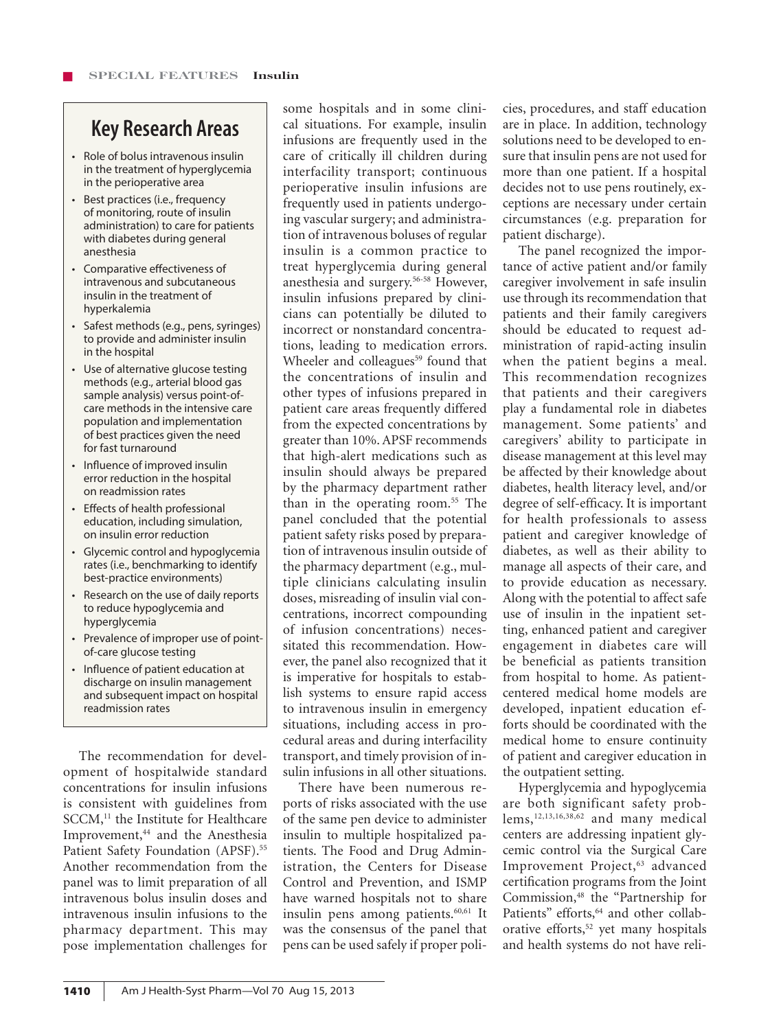## Key Research Areas

- Role of bolus intravenous insulin in the treatment of hyperglycemia in the perioperative area
- Best practices (i.e., frequency of monitoring, route of insulin administration) to care for patients with diabetes during general anesthesia
- Comparative effectiveness of intravenous and subcutaneous insulin in the treatment of hyperkalemia
- Safest methods (e.g., pens, syringes) to provide and administer insulin in the hospital
- Use of alternative glucose testing methods (e.g., arterial blood gas sample analysis) versus point-of-care methods in the intensive care population and implementation of best practices given the need for fast turnaround
- Influence of improved insulin error reduction in the hospital on readmission rates
- Effects of health professional education, including simulation, on insulin error reduction
- Glycemic control and hypoglycemia rates (i.e., benchmarking to identify best-practice environments)
- Research on the use of daily reports to reduce hypoglycemia and hyperglycemia
- Prevalence of improper use of point-of-care glucose testing
- Influence of patient education at discharge on insulin management and subsequent impact on hospital readmission rates

The recommendation for development of hospitalwide standard concentrations for insulin infusions is consistent with guidelines from SCCM,[11] the Institute for Healthcare Improvement,[44] and the Anesthesia Patient Safety Foundation (APSF).[55] Another recommendation from the panel was to limit preparation of all intravenous bolus insulin doses and intravenous insulin infusions to the pharmacy department. This may pose implementation challenges for some hospitals and in some clinical situations. For example, insulin infusions are frequently used in the care of critically ill children during interfacility transport; continuous perioperative insulin infusions are frequently used in patients undergoing vascular surgery; and administration of intravenous boluses of regular insulin is a common practice to treat hyperglycemia during general anesthesia and surgery.[56-58] However, insulin infusions prepared by clinicians can potentially be diluted to incorrect or nonstandard concentrations, leading to medication errors. Wheeler and colleagues[59] found that the concentrations of insulin and other types of infusions prepared in patient care areas frequently differed from the expected concentrations by greater than 10%. APSF recommends that high-alert medications such as insulin should always be prepared by the pharmacy department rather than in the operating room.[55] The panel concluded that the potential patient safety risks posed by preparation of intravenous insulin outside of the pharmacy department (e.g., multiple clinicians calculating insulin doses, misreading of insulin vial concentrations, incorrect compounding of infusion concentrations) necessitated this recommendation. However, the panel also recognized that it is imperative for hospitals to establish systems to ensure rapid access to intravenous insulin in emergency situations, including access in procedural areas and during interfacility transport, and timely provision of insulin infusions in all other situations.

There have been numerous reports of risks associated with the use of the same pen device to administer insulin to multiple hospitalized patients. The Food and Drug Administration, the Centers for Disease Control and Prevention, and ISMP have warned hospitals not to share insulin pens among patients.[60,61] It was the consensus of the panel that pens can be used safely if proper policies, procedures, and staff education are in place. In addition, technology solutions need to be developed to ensure that insulin pens are not used for more than one patient. If a hospital decides not to use pens routinely, exceptions are necessary under certain circumstances (e.g. preparation for patient discharge).

The panel recognized the importance of active patient and/or family caregiver involvement in safe insulin use through its recommendation that patients and their family caregivers should be educated to request administration of rapid-acting insulin when the patient begins a meal. This recommendation recognizes that patients and their caregivers play a fundamental role in diabetes management. Some patients' and caregivers' ability to participate in disease management at this level may be affected by their knowledge about diabetes, health literacy level, and/or degree of self-efficacy. It is important for health professionals to assess patient and caregiver knowledge of diabetes, as well as their ability to manage all aspects of their care, and to provide education as necessary. Along with the potential to affect safe use of insulin in the inpatient setting, enhanced patient and caregiver engagement in diabetes care will be beneficial as patients transition from hospital to home. As patient-centered medical home models are developed, inpatient education efforts should be coordinated with the medical home to ensure continuity of patient and caregiver education in the outpatient setting.

Hyperglycemia and hypoglycemia are both significant safety problems,[12,13,16,38,62] and many medical centers are addressing inpatient glycemic control via the Surgical Care Improvement Project,[63] advanced certification programs from the Joint Commission,[48] the "Partnership for Patients" efforts,[64] and other collaborative efforts,[52] yet many hospitals and health systems do not have reli-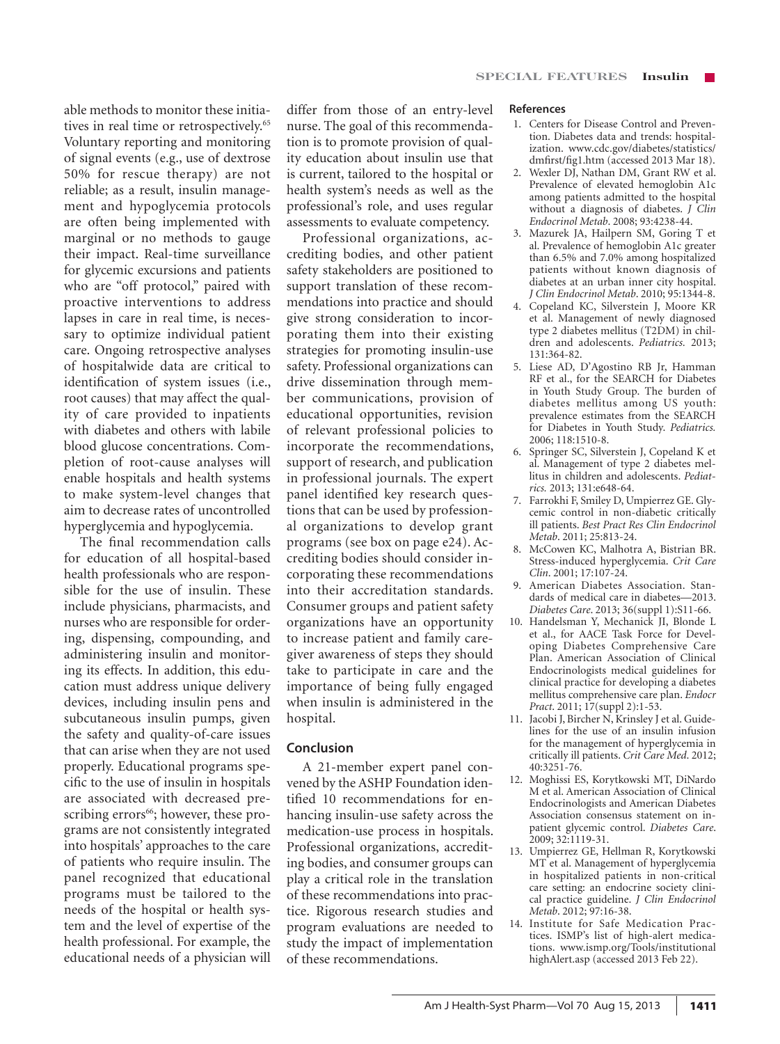able methods to monitor these initiatives in real time or retrospectively.[65] Voluntary reporting and monitoring of signal events (e.g., use of dextrose 50% for rescue therapy) are not reliable; as a result, insulin management and hypoglycemia protocols are often being implemented with marginal or no methods to gauge their impact. Real-time surveillance for glycemic excursions and patients who are "off protocol," paired with proactive interventions to address lapses in care in real time, is necessary to optimize individual patient care. Ongoing retrospective analyses of hospitalwide data are critical to identification of system issues (i.e., root causes) that may affect the quality of care provided to inpatients with diabetes and others with labile blood glucose concentrations. Completion of root-cause analyses will enable hospitals and health systems to make system-level changes that aim to decrease rates of uncontrolled hyperglycemia and hypoglycemia.

The final recommendation calls for education of all hospital-based health professionals who are responsible for the use of insulin. These include physicians, pharmacists, and nurses who are responsible for ordering, dispensing, compounding, and administering insulin and monitoring its effects. In addition, this education must address unique delivery devices, including insulin pens and subcutaneous insulin pumps, given the safety and quality-of-care issues that can arise when they are not used properly. Educational programs specific to the use of insulin in hospitals are associated with decreased prescribing errors[66]; however, these programs are not consistently integrated into hospitals' approaches to the care of patients who require insulin. The panel recognized that educational programs must be tailored to the needs of the hospital or health system and the level of expertise of the health professional. For example, the educational needs of a physician will differ from those of an entry-level nurse. The goal of this recommendation is to promote provision of quality education about insulin use that is current, tailored to the hospital or health system's needs as well as the professional's role, and uses regular assessments to evaluate competency.

Professional organizations, accrediting bodies, and other patient safety stakeholders are positioned to support translation of these recommendations into practice and should give strong consideration to incorporating them into their existing strategies for promoting insulin-use safety. Professional organizations can drive dissemination through member communications, provision of educational opportunities, revision of relevant professional policies to incorporate the recommendations, support of research, and publication in professional journals. The expert panel identified key research questions that can be used by professional organizations to develop grant programs (see box on page e24). Accrediting bodies should consider incorporating these recommendations into their accreditation standards. Consumer groups and patient safety organizations have an opportunity to increase patient and family caregiver awareness of steps they should take to participate in care and the importance of being fully engaged when insulin is administered in the hospital.

## Conclusion

A 21-member expert panel convened by the ASHP Foundation identified 10 recommendations for enhancing insulin-use safety across the medication-use process in hospitals. Professional organizations, accrediting bodies, and consumer groups can play a critical role in the translation of these recommendations into practice. Rigorous research studies and program evaluations are needed to study the impact of implementation of these recommendations.

## References

1. Centers for Disease Control and Prevention. Diabetes data and trends: hospitalization. www.cdc.gov/diabetes/statistics/dmfirst/fig1.htm (accessed 2013 Mar 18).
2. Wexler DJ, Nathan DM, Grant RW et al. Prevalence of elevated hemoglobin A1c among patients admitted to the hospital without a diagnosis of diabetes. *J Clin Endocrinol Metab*. 2008; 93:4238-44.
3. Mazurek JA, Hailpern SM, Goring T et al. Prevalence of hemoglobin A1c greater than 6.5% and 7.0% among hospitalized patients without known diagnosis of diabetes at an urban inner city hospital. *J Clin Endocrinol Metab*. 2010; 95:1344-8.
4. Copeland KC, Silverstein J, Moore KR et al. Management of newly diagnosed type 2 diabetes mellitus (T2DM) in children and adolescents. *Pediatrics.* 2013; 131:364-82.
5. Liese AD, D'Agostino RB Jr, Hamman RF et al., for the SEARCH for Diabetes in Youth Study Group. The burden of diabetes mellitus among US youth: prevalence estimates from the SEARCH for Diabetes in Youth Study. *Pediatrics.* 2006; 118:1510-8.
6. Springer SC, Silverstein J, Copeland K et al. Management of type 2 diabetes mellitus in children and adolescents. *Pediatrics.* 2013; 131:e648-64.
7. Farrokhi F, Smiley D, Umpierrez GE. Glycemic control in non-diabetic critically ill patients. *Best Pract Res Clin Endocrinol Metab*. 2011; 25:813-24.
8. McCowen KC, Malhotra A, Bistrian BR. Stress-induced hyperglycemia. *Crit Care Clin*. 2001; 17:107-24.
9. American Diabetes Association. Standards of medical care in diabetes—2013. *Diabetes Care*. 2013; 36(suppl 1):S11-66.
10. Handelsman Y, Mechanick JI, Blonde L et al., for AACE Task Force for Developing Diabetes Comprehensive Care Plan. American Association of Clinical Endocrinologists medical guidelines for clinical practice for developing a diabetes mellitus comprehensive care plan. *Endocr Pract*. 2011; 17(suppl 2):1-53.
11. Jacobi J, Bircher N, Krinsley J et al. Guidelines for the use of an insulin infusion for the management of hyperglycemia in critically ill patients. *Crit Care Med*. 2012; 40:3251-76.
12. Moghissi ES, Korytkowski MT, DiNardo M et al. American Association of Clinical Endocrinologists and American Diabetes Association consensus statement on inpatient glycemic control. *Diabetes Care*. 2009; 32:1119-31.
13. Umpierrez GE, Hellman R, Korytkowski MT et al. Management of hyperglycemia in hospitalized patients in non-critical care setting: an endocrine society clinical practice guideline. *J Clin Endocrinol Metab*. 2012; 97:16-38.
14. Institute for Safe Medication Practices. ISMP's list of high-alert medications. www.ismp.org/Tools/institutionalhighAlert.asp (accessed 2013 Feb 22).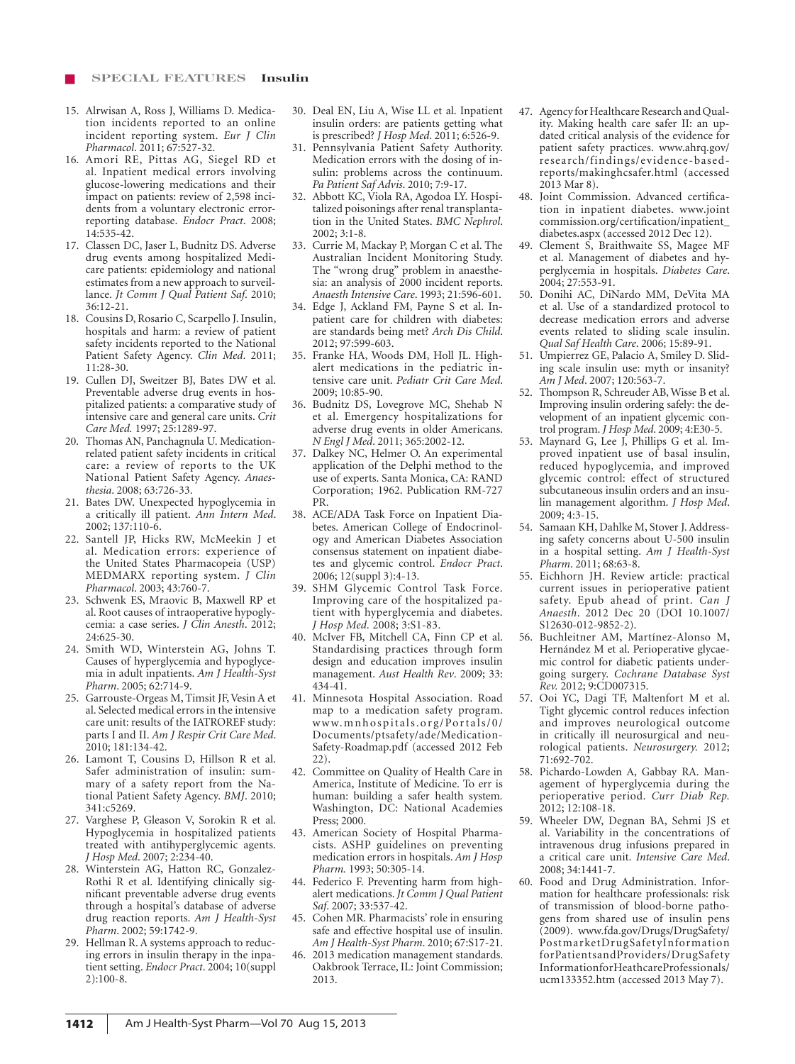15. Alrwisan A, Ross J, Williams D. Medication incidents reported to an online incident reporting system. *Eur J Clin Pharmacol*. 2011; 67:527-32.
16. Amori RE, Pittas AG, Siegel RD et al. Inpatient medical errors involving glucose-lowering medications and their impact on patients: review of 2,598 incidents from a voluntary electronic error-reporting database. *Endocr Pract*. 2008; 14:535-42.
17. Classen DC, Jaser L, Budnitz DS. Adverse drug events among hospitalized Medicare patients: epidemiology and national estimates from a new approach to surveillance. *Jt Comm J Qual Patient Saf*. 2010; 36:12-21.
18. Cousins D, Rosario C, Scarpello J. Insulin, hospitals and harm: a review of patient safety incidents reported to the National Patient Safety Agency. *Clin Med*. 2011; 11:28-30.
19. Cullen DJ, Sweitzer BJ, Bates DW et al. Preventable adverse drug events in hospitalized patients: a comparative study of intensive care and general care units. *Crit Care Med.* 1997; 25:1289-97.
20. Thomas AN, Panchagnula U. Medication-related patient safety incidents in critical care: a review of reports to the UK National Patient Safety Agency. *Anaesthesia*. 2008; 63:726-33.
21. Bates DW. Unexpected hypoglycemia in a critically ill patient. *Ann Intern Med*. 2002; 137:110-6.
22. Santell JP, Hicks RW, McMeekin J et al. Medication errors: experience of the United States Pharmacopeia (USP) MEDMARX reporting system. *J Clin Pharmacol*. 2003; 43:760-7.
23. Schwenk ES, Mraovic B, Maxwell RP et al. Root causes of intraoperative hypoglycemia: a case series. *J Clin Anesth*. 2012; 24:625-30.
24. Smith WD, Winterstein AG, Johns T. Causes of hyperglycemia and hypoglycemia in adult inpatients. *Am J Health-Syst Pharm*. 2005; 62:714-9.
25. Garrouste-Orgeas M, Timsit JF, Vesin A et al. Selected medical errors in the intensive care unit: results of the IATROREF study: parts I and II. *Am J Respir Crit Care Med*. 2010; 181:134-42.
26. Lamont T, Cousins D, Hillson R et al. Safer administration of insulin: summary of a safety report from the National Patient Safety Agency. *BMJ*. 2010; 341:c5269.
27. Varghese P, Gleason V, Sorokin R et al. Hypoglycemia in hospitalized patients treated with antihyperglycemic agents. *J Hosp Med*. 2007; 2:234-40.
28. Winterstein AG, Hatton RC, Gonzalez-Rothi R et al. Identifying clinically significant preventable adverse drug events through a hospital's database of adverse drug reaction reports. *Am J Health-Syst Pharm*. 2002; 59:1742-9.
29. Hellman R. A systems approach to reducing errors in insulin therapy in the inpatient setting. *Endocr Pract*. 2004; 10(suppl 2):100-8.
30. Deal EN, Liu A, Wise LL et al. Inpatient insulin orders: are patients getting what is prescribed? *J Hosp Med*. 2011; 6:526-9.
31. Pennsylvania Patient Safety Authority. Medication errors with the dosing of insulin: problems across the continuum. *Pa Patient Saf Advis*. 2010; 7:9-17.
32. Abbott KC, Viola RA, Agodoa LY. Hospitalized poisonings after renal transplantation in the United States. *BMC Nephrol*. 2002; 3:1-8.
33. Currie M, Mackay P, Morgan C et al. The Australian Incident Monitoring Study. The "wrong drug" problem in anaesthesia: an analysis of 2000 incident reports. *Anaesth Intensive Care*. 1993; 21:596-601.
34. Edge J, Ackland FM, Payne S et al. Inpatient care for children with diabetes: are standards being met? *Arch Dis Child*. 2012; 97:599-603.
35. Franke HA, Woods DM, Holl JL. High-alert medications in the pediatric intensive care unit. *Pediatr Crit Care Med*. 2009; 10:85-90.
36. Budnitz DS, Lovegrove MC, Shehab N et al. Emergency hospitalizations for adverse drug events in older Americans. *N Engl J Med*. 2011; 365:2002-12.
37. Dalkey NC, Helmer O. An experimental application of the Delphi method to the use of experts. Santa Monica, CA: RAND Corporation; 1962. Publication RM-727 PR.
38. ACE/ADA Task Force on Inpatient Diabetes. American College of Endocrinology and American Diabetes Association consensus statement on inpatient diabetes and glycemic control. *Endocr Pract*. 2006; 12(suppl 3):4-13.
39. SHM Glycemic Control Task Force. Improving care of the hospitalized patient with hyperglycemia and diabetes. *J Hosp Med.* 2008; 3:S1-83.
40. McIver FB, Mitchell CA, Finn CP et al. Standardising practices through form design and education improves insulin management. *Aust Health Rev*. 2009; 33: 434-41.
41. Minnesota Hospital Association. Road map to a medication safety program. www.mnhospitals.org/Portals/0/Documents/ptsafety/ade/Medication-Safety-Roadmap.pdf (accessed 2012 Feb 22).
42. Committee on Quality of Health Care in America, Institute of Medicine. To err is human: building a safer health system. Washington, DC: National Academies Press; 2000.
43. American Society of Hospital Pharmacists. ASHP guidelines on preventing medication errors in hospitals. *Am J Hosp Pharm.* 1993; 50:305-14.
44. Federico F. Preventing harm from high-alert medications. *Jt Comm J Qual Patient Saf*. 2007; 33:537-42.
45. Cohen MR. Pharmacists' role in ensuring safe and effective hospital use of insulin. *Am J Health-Syst Pharm*. 2010; 67:S17-21.
46. 2013 medication management standards. Oakbrook Terrace, IL: Joint Commission; 2013.
47. Agency for Healthcare Research and Quality. Making health care safer II: an updated critical analysis of the evidence for patient safety practices. www.ahrq.gov/research/findings/evidence-based-reports/makinghcsafer.html (accessed 2013 Mar 8).
48. Joint Commission. Advanced certification in inpatient diabetes. www.jointcommission.org/certification/inpatient_diabetes.aspx (accessed 2012 Dec 12).
49. Clement S, Braithwaite SS, Magee MF et al. Management of diabetes and hyperglycemia in hospitals. *Diabetes Care*. 2004; 27:553-91.
50. Donihi AC, DiNardo MM, DeVita MA et al. Use of a standardized protocol to decrease medication errors and adverse events related to sliding scale insulin. *Qual Saf Health Care*. 2006; 15:89-91.
51. Umpierrez GE, Palacio A, Smiley D. Sliding scale insulin use: myth or insanity? *Am J Med*. 2007; 120:563-7.
52. Thompson R, Schreuder AB, Wisse B et al. Improving insulin ordering safely: the development of an inpatient glycemic control program. *J Hosp Med*. 2009; 4:E30-5.
53. Maynard G, Lee J, Phillips G et al. Improved inpatient use of basal insulin, reduced hypoglycemia, and improved glycemic control: effect of structured subcutaneous insulin orders and an insulin management algorithm. *J Hosp Med*. 2009; 4:3-15.
54. Samaan KH, Dahlke M, Stover J. Addressing safety concerns about U-500 insulin in a hospital setting. *Am J Health-Syst Pharm*. 2011; 68:63-8.
55. Eichhorn JH. Review article: practical current issues in perioperative patient safety. Epub ahead of print. *Can J Anaesth*. 2012 Dec 20 (DOI 10.1007/S12630-012-9852-2).
56. Buchleitner AM, Martínez-Alonso M, Hernández M et al. Perioperative glycaemic control for diabetic patients undergoing surgery. *Cochrane Database Syst Rev.* 2012; 9:CD007315.
57. Ooi YC, Dagi TF, Maltenfort M et al. Tight glycemic control reduces infection and improves neurological outcome in critically ill neurosurgical and neurological patients. *Neurosurgery.* 2012; 71:692-702.
58. Pichardo-Lowden A, Gabbay RA. Management of hyperglycemia during the perioperative period. *Curr Diab Rep.* 2012; 12:108-18.
59. Wheeler DW, Degnan BA, Sehmi JS et al. Variability in the concentrations of intravenous drug infusions prepared in a critical care unit. *Intensive Care Med*. 2008; 34:1441-7.
60. Food and Drug Administration. Information for healthcare professionals: risk of transmission of blood-borne pathogens from shared use of insulin pens (2009). www.fda.gov/Drugs/DrugSafety/PostmarketDrugSafetyInformationforPatientsandProviders/DrugSafetyInformationforHeathcareProfessionals/ucm133352.htm (accessed 2013 May 7).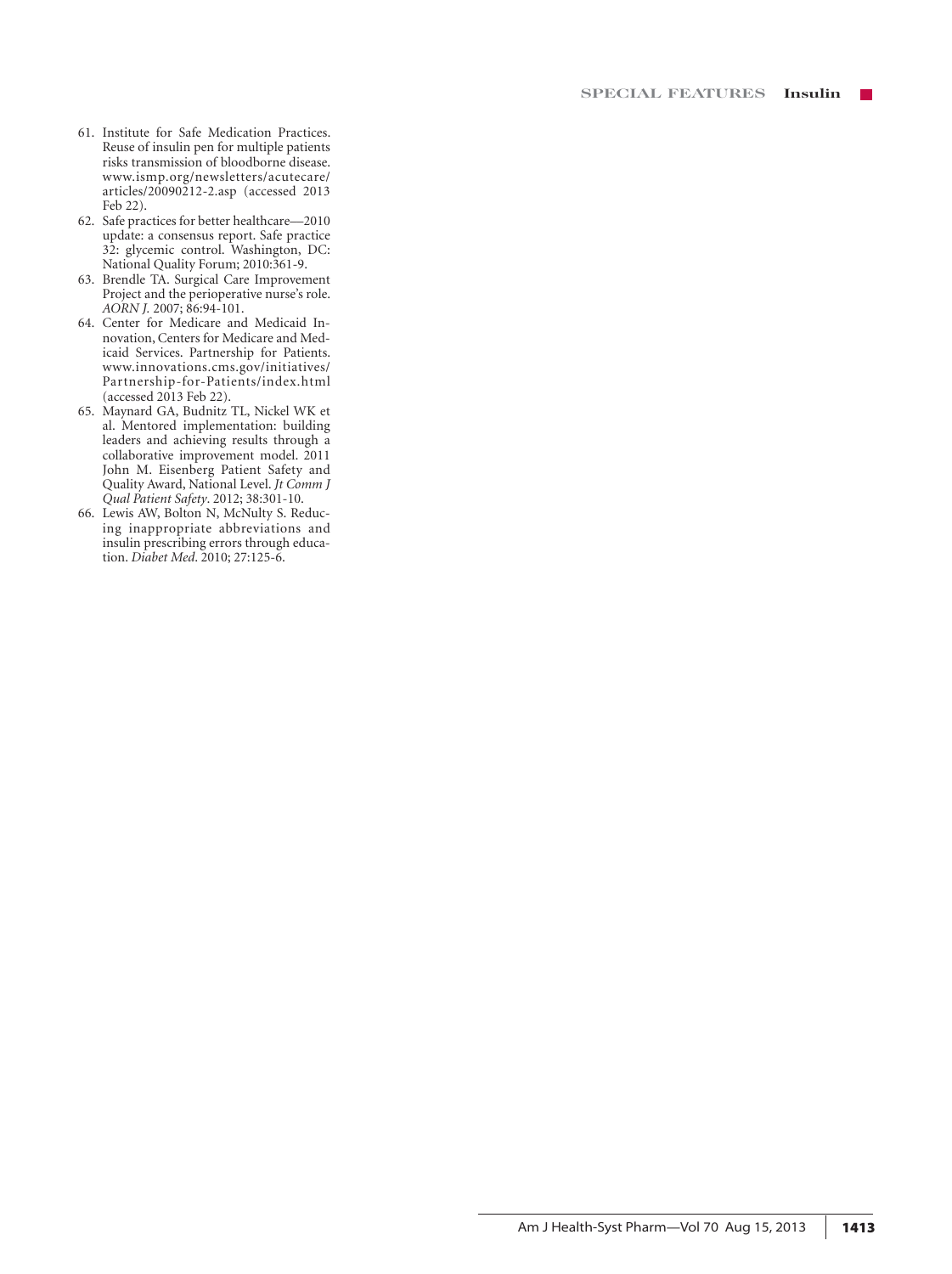61. Institute for Safe Medication Practices. Reuse of insulin pen for multiple patients risks transmission of bloodborne disease. www.ismp.org/newsletters/acutecare/articles/20090212-2.asp (accessed 2013 Feb 22).
62. Safe practices for better healthcare—2010 update: a consensus report. Safe practice 32: glycemic control. Washington, DC: National Quality Forum; 2010:361-9.
63. Brendle TA. Surgical Care Improvement Project and the perioperative nurse's role. *AORN J.* 2007; 86:94-101.
64. Center for Medicare and Medicaid Innovation, Centers for Medicare and Medicaid Services. Partnership for Patients. www.innovations.cms.gov/initiatives/Partnership-for-Patients/index.html (accessed 2013 Feb 22).
65. Maynard GA, Budnitz TL, Nickel WK et al. Mentored implementation: building leaders and achieving results through a collaborative improvement model. 2011 John M. Eisenberg Patient Safety and Quality Award, National Level. *Jt Comm J Qual Patient Safety*. 2012; 38:301-10.
66. Lewis AW, Bolton N, McNulty S. Reducing inappropriate abbreviations and insulin prescribing errors through education. *Diabet Med*. 2010; 27:125-6.